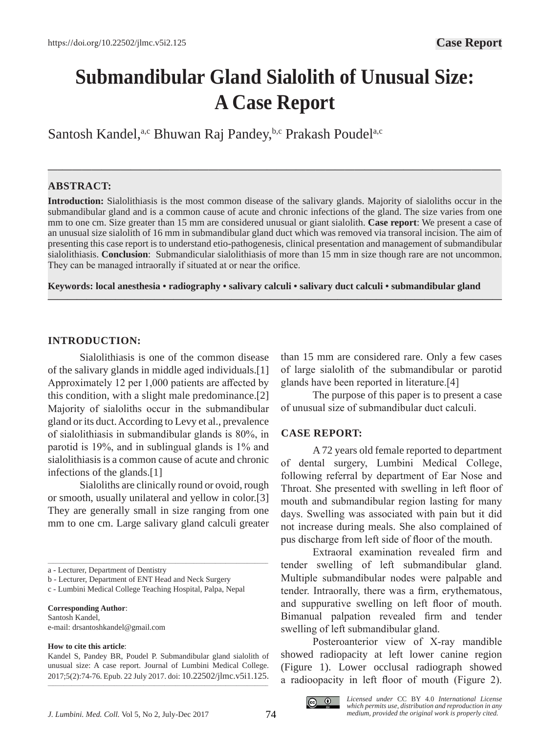https://doi.org/10.22502/jlmc.v5i2.125

**Case Report**

# Submandibular Gland Sialolith of Unusual Size: A Case Report

Santosh Kandel,[a,c] Bhuwan Raj Pandey,[b,c] Prakash Poudel[a,c]

## ABSTRACT:

**Introduction:** Sialolithiasis is the most common disease of the salivary glands. Majority of sialoliths occur in the submandibular gland and is a common cause of acute and chronic infections of the gland. The size varies from one mm to one cm. Size greater than 15 mm are considered unusual or giant sialolith. **Case report**: We present a case of an unusual size sialolith of 16 mm in submandibular gland duct which was removed via transoral incision. The aim of presenting this case report is to understand etio-pathogenesis, clinical presentation and management of submandibular sialolithiasis. **Conclusion**: Submandicular sialolithiasis of more than 15 mm in size though rare are not uncommon. They can be managed intraorally if situated at or near the orifice.

**Keywords: local anesthesia • radiography • salivary calculi • salivary duct calculi • submandibular gland**

## INTRODUCTION:

Sialolithiasis is one of the common disease of the salivary glands in middle aged individuals.[1] Approximately 12 per 1,000 patients are affected by this condition, with a slight male predominance.[2] Majority of sialoliths occur in the submandibular gland or its duct. According to Levy et al., prevalence of sialolithiasis in submandibular glands is 80%, in parotid is 19%, and in sublingual glands is 1% and sialolithiasis is a common cause of acute and chronic infections of the glands.[1]

Sialoliths are clinically round or ovoid, rough or smooth, usually unilateral and yellow in color.[3] They are generally small in size ranging from one mm to one cm. Large salivary gland calculi greater than 15 mm are considered rare. Only a few cases of large sialolith of the submandibular or parotid glands have been reported in literature.[4]

The purpose of this paper is to present a case of unusual size of submandibular duct calculi.

## CASE REPORT:

A 72 years old female reported to department of dental surgery, Lumbini Medical College, following referral by department of Ear Nose and Throat. She presented with swelling in left floor of mouth and submandibular region lasting for many days. Swelling was associated with pain but it did not increase during meals. She also complained of pus discharge from left side of floor of the mouth.

Extraoral examination revealed firm and tender swelling of left submandibular gland. Multiple submandibular nodes were palpable and tender. Intraorally, there was a firm, erythematous, and suppurative swelling on left floor of mouth. Bimanual palpation revealed firm and tender swelling of left submandibular gland.

Posteroanterior view of X-ray mandible showed radiopacity at left lower canine region (Figure 1). Lower occlusal radiograph showed a radioopacity in left floor of mouth (Figure 2).

---

a - Lecturer, Department of Dentistry

b - Lecturer, Department of ENT Head and Neck Surgery

c - Lumbini Medical College Teaching Hospital, Palpa, Nepal

**Corresponding Author**:
Santosh Kandel,
e-mail: drsantoshkandel@gmail.com

**How to cite this article**:
Kandel S, Pandey BR, Poudel P. Submandibular gland sialolith of unusual size: A case report. Journal of Lumbini Medical College. 2017;5(2):74-76. Epub. 22 July 2017. doi: 10.22502/jlmc.v5i1.125.

*Licensed under* CC BY 4.0 *International License which permits use, distribution and reproduction in any medium, provided the original work is properly cited.*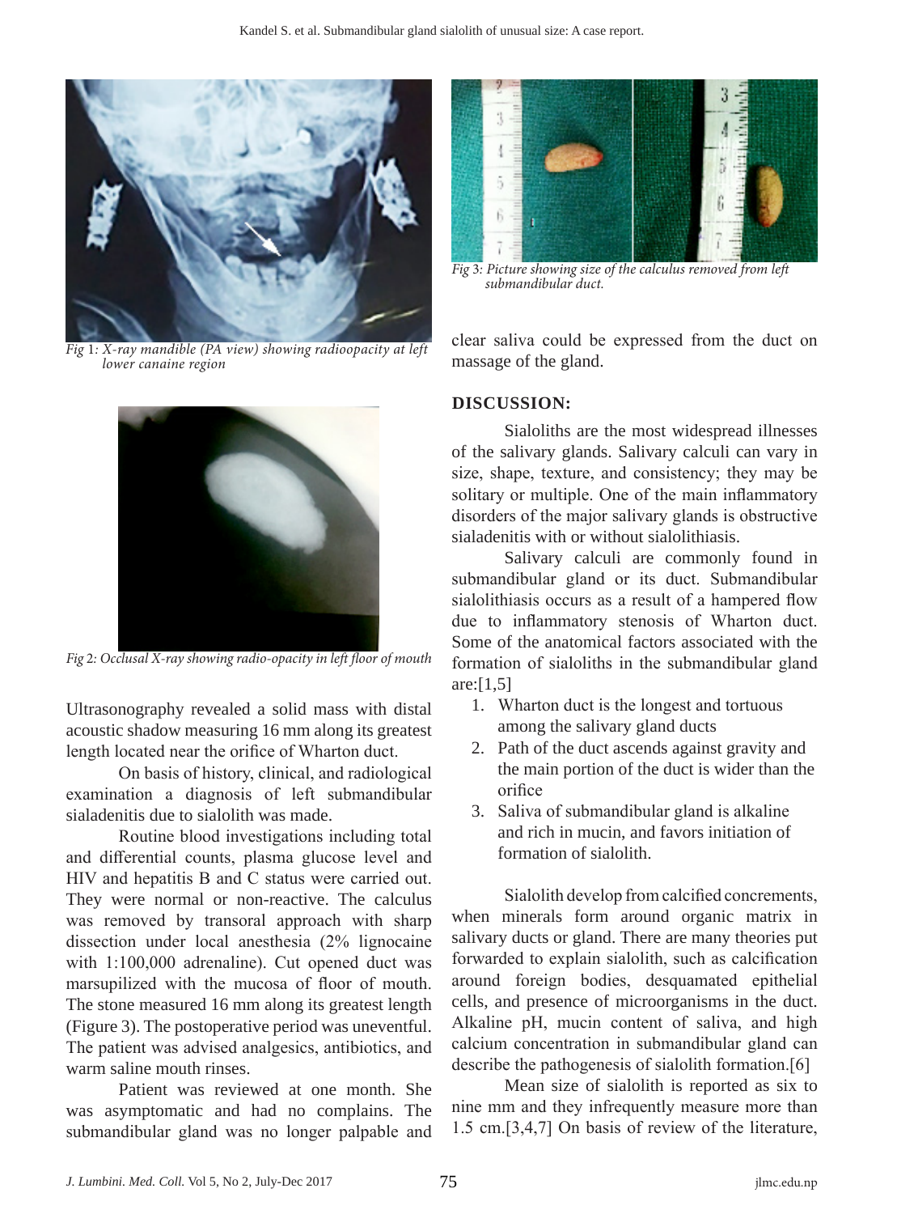Fig 1: X-ray mandible (PA view) showing radioopacity at left lower canaine region

Fig 2: Occlusal X-ray showing radio-opacity in left floor of mouth

Ultrasonography revealed a solid mass with distal acoustic shadow measuring 16 mm along its greatest length located near the orifice of Wharton duct.

On basis of history, clinical, and radiological examination a diagnosis of left submandibular sialadenitis due to sialolith was made.

Routine blood investigations including total and differential counts, plasma glucose level and HIV and hepatitis B and C status were carried out. They were normal or non-reactive. The calculus was removed by transoral approach with sharp dissection under local anesthesia (2% lignocaine with 1:100,000 adrenaline). Cut opened duct was marsupilized with the mucosa of floor of mouth. The stone measured 16 mm along its greatest length (Figure 3). The postoperative period was uneventful. The patient was advised analgesics, antibiotics, and warm saline mouth rinses.

Patient was reviewed at one month. She was asymptomatic and had no complains. The submandibular gland was no longer palpable and clear saliva could be expressed from the duct on massage of the gland.

Fig 3: Picture showing size of the calculus removed from left submandibular duct.

## DISCUSSION:

Sialoliths are the most widespread illnesses of the salivary glands. Salivary calculi can vary in size, shape, texture, and consistency; they may be solitary or multiple. One of the main inflammatory disorders of the major salivary glands is obstructive sialadenitis with or without sialolithiasis.

Salivary calculi are commonly found in submandibular gland or its duct. Submandibular sialolithiasis occurs as a result of a hampered flow due to inflammatory stenosis of Wharton duct. Some of the anatomical factors associated with the formation of sialoliths in the submandibular gland are:[1,5]

1. Wharton duct is the longest and tortuous among the salivary gland ducts
2. Path of the duct ascends against gravity and the main portion of the duct is wider than the orifice
3. Saliva of submandibular gland is alkaline and rich in mucin, and favors initiation of formation of sialolith.

Sialolith develop from calcified concrements, when minerals form around organic matrix in salivary ducts or gland. There are many theories put forwarded to explain sialolith, such as calcification around foreign bodies, desquamated epithelial cells, and presence of microorganisms in the duct. Alkaline pH, mucin content of saliva, and high calcium concentration in submandibular gland can describe the pathogenesis of sialolith formation.[6]

Mean size of sialolith is reported as six to nine mm and they infrequently measure more than 1.5 cm.[3,4,7] On basis of review of the literature,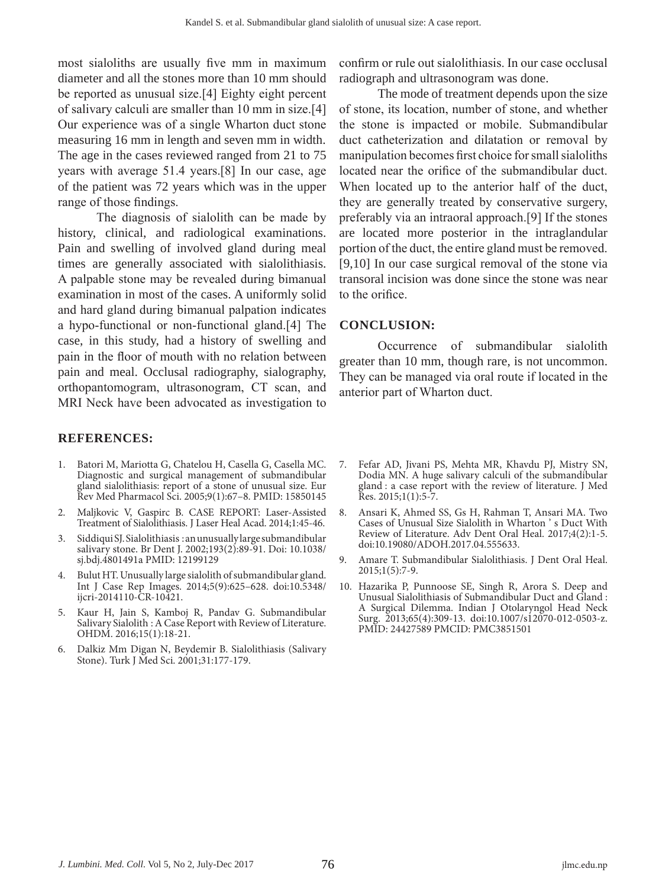most sialoliths are usually five mm in maximum diameter and all the stones more than 10 mm should be reported as unusual size.[4] Eighty eight percent of salivary calculi are smaller than 10 mm in size.[4] Our experience was of a single Wharton duct stone measuring 16 mm in length and seven mm in width. The age in the cases reviewed ranged from 21 to 75 years with average 51.4 years.[8] In our case, age of the patient was 72 years which was in the upper range of those findings.

The diagnosis of sialolith can be made by history, clinical, and radiological examinations. Pain and swelling of involved gland during meal times are generally associated with sialolithiasis. A palpable stone may be revealed during bimanual examination in most of the cases. A uniformly solid and hard gland during bimanual palpation indicates a hypo-functional or non-functional gland.[4] The case, in this study, had a history of swelling and pain in the floor of mouth with no relation between pain and meal. Occlusal radiography, sialography, orthopantomogram, ultrasonogram, CT scan, and MRI Neck have been advocated as investigation to confirm or rule out sialolithiasis. In our case occlusal radiograph and ultrasonogram was done.

The mode of treatment depends upon the size of stone, its location, number of stone, and whether the stone is impacted or mobile. Submandibular duct catheterization and dilatation or removal by manipulation becomes first choice for small sialoliths located near the orifice of the submandibular duct. When located up to the anterior half of the duct, they are generally treated by conservative surgery, preferably via an intraoral approach.[9] If the stones are located more posterior in the intraglandular portion of the duct, the entire gland must be removed.[9,10] In our case surgical removal of the stone via transoral incision was done since the stone was near to the orifice.

## CONCLUSION:

Occurrence of submandibular sialolith greater than 10 mm, though rare, is not uncommon. They can be managed via oral route if located in the anterior part of Wharton duct.

## REFERENCES:

1. Batori M, Mariotta G, Chatelou H, Casella G, Casella MC. Diagnostic and surgical management of submandibular gland sialolithiasis: report of a stone of unusual size. Eur Rev Med Pharmacol Sci. 2005;9(1):67–8. PMID: 15850145
2. Maljkovic V, Gaspirc B. CASE REPORT: Laser-Assisted Treatment of Sialolithiasis. J Laser Heal Acad. 2014;1:45-46.
3. Siddiqui SJ. Sialolithiasis : an unusually large submandibular salivary stone. Br Dent J. 2002;193(2):89-91. Doi: 10.1038/sj.bdj.4801491a PMID: 12199129
4. Bulut HT. Unusually large sialolith of submandibular gland. Int J Case Rep Images. 2014;5(9):625–628. doi:10.5348/ijcri-2014110-CR-10421.
5. Kaur H, Jain S, Kamboj R, Pandav G. Submandibular Salivary Sialolith : A Case Report with Review of Literature. OHDM. 2016;15(1):18-21.
6. Dalkiz Mm Digan N, Beydemir B. Sialolithiasis (Salivary Stone). Turk J Med Sci. 2001;31:177-179.
7. Fefar AD, Jivani PS, Mehta MR, Khavdu PJ, Mistry SN, Dodia MN. A huge salivary calculi of the submandibular gland : a case report with the review of literature. J Med Res. 2015;1(1):5-7.
8. Ansari K, Ahmed SS, Gs H, Rahman T, Ansari MA. Two Cases of Unusual Size Sialolith in Wharton ' s Duct With Review of Literature. Adv Dent Oral Heal. 2017;4(2):1-5. doi:10.19080/ADOH.2017.04.555633.
9. Amare T. Submandibular Sialolithiasis. J Dent Oral Heal. 2015;1(5):7-9.
10. Hazarika P, Punnoose SE, Singh R, Arora S. Deep and Unusual Sialolithiasis of Submandibular Duct and Gland : A Surgical Dilemma. Indian J Otolaryngol Head Neck Surg. 2013;65(4):309-13. doi:10.1007/s12070-012-0503-z. PMID: 24427589 PMCID: PMC3851501